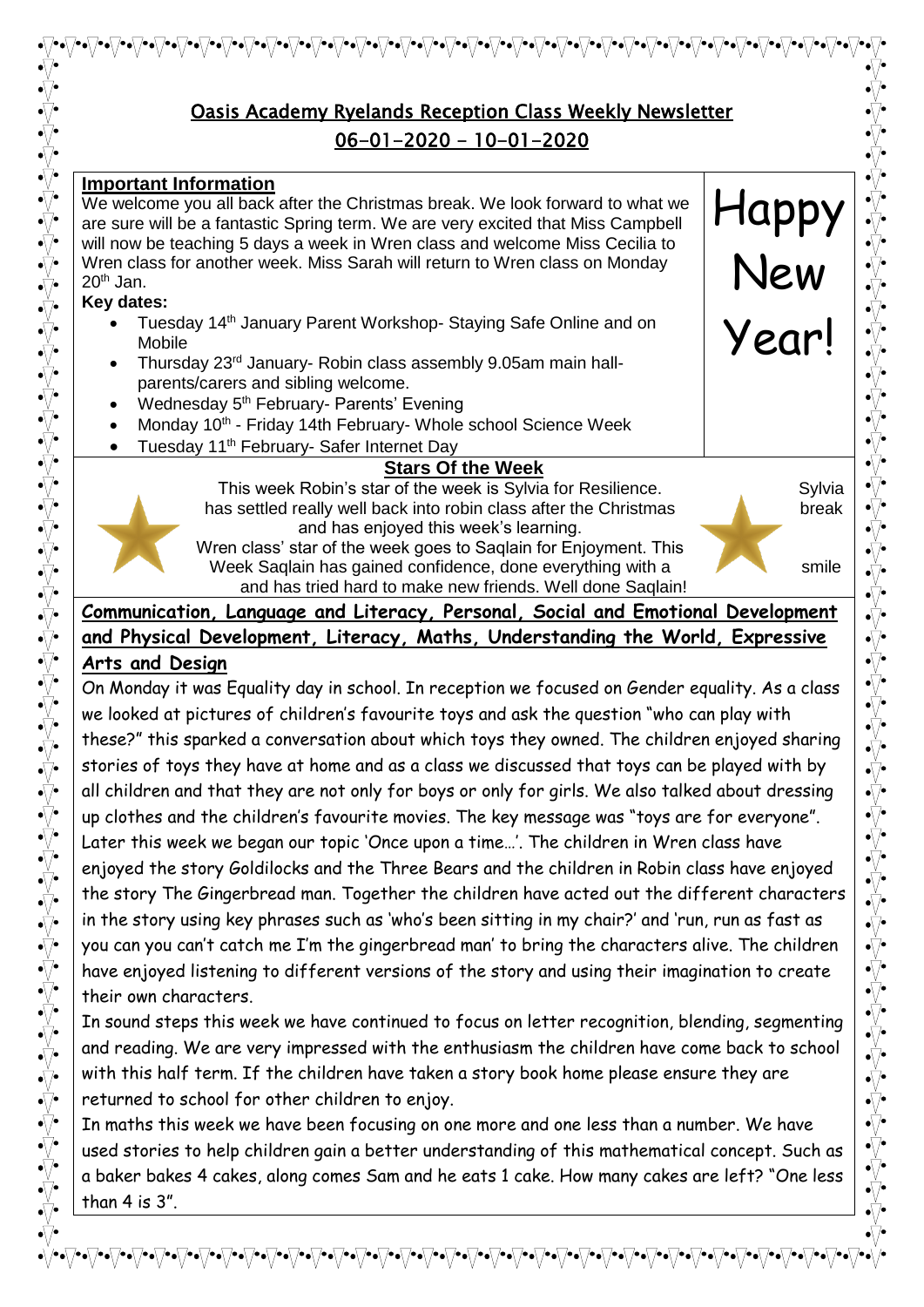# Oasis Academy Ryelands Reception Class Weekly Newsletter

## 06-01-2020 – 10-01-2020

**Important Information**

We welcome you all back after the Christmas break. We look forward to what we are sure will be a fantastic Spring term. We are very excited that Miss Campbell will now be teaching 5 days a week in Wren class and welcome Miss Cecilia to Wren class for another week. Miss Sarah will return to Wren class on Monday 20th Jan.

Happy New Year!

**Key dates:**

- Tuesday 14th January Parent Workshop- Staying Safe Online and on Mobile
- Thursday 23rd January- Robin class assembly 9.05am main hall- parents/carers and sibling welcome.
- Wednesday 5th February- Parents' Evening
- Monday 10th - Friday 14th February- Whole school Science Week
- Tuesday 11th February- Safer Internet Day

**Stars Of the Week**

This week Robin's star of the week is Sylvia for Resilience. Sylvia has settled really well back into robin class after the Christmas break and has enjoyed this week's learning.

Wren class' star of the week goes to Saqlain for Enjoyment. This Week Saqlain has gained confidence, done everything with a smile and has tried hard to make new friends. Well done Saqlain!

**Communication, Language and Literacy, Personal, Social and Emotional Development and Physical Development, Literacy, Maths, Understanding the World, Expressive Arts and Design**

On Monday it was Equality day in school. In reception we focused on Gender equality. As a class we looked at pictures of children's favourite toys and ask the question "who can play with these?" this sparked a conversation about which toys they owned. The children enjoyed sharing stories of toys they have at home and as a class we discussed that toys can be played with by all children and that they are not only for boys or only for girls. We also talked about dressing up clothes and the children's favourite movies. The key message was "toys are for everyone". Later this week we began our topic 'Once upon a time…'. The children in Wren class have enjoyed the story Goldilocks and the Three Bears and the children in Robin class have enjoyed the story The Gingerbread man. Together the children have acted out the different characters in the story using key phrases such as 'who's been sitting in my chair?' and 'run, run as fast as you can you can't catch me I'm the gingerbread man' to bring the characters alive. The children have enjoyed listening to different versions of the story and using their imagination to create their own characters.

In sound steps this week we have continued to focus on letter recognition, blending, segmenting and reading. We are very impressed with the enthusiasm the children have come back to school with this half term. If the children have taken a story book home please ensure they are returned to school for other children to enjoy.

In maths this week we have been focusing on one more and one less than a number. We have used stories to help children gain a better understanding of this mathematical concept. Such as a baker bakes 4 cakes, along comes Sam and he eats 1 cake. How many cakes are left? "One less than 4 is 3".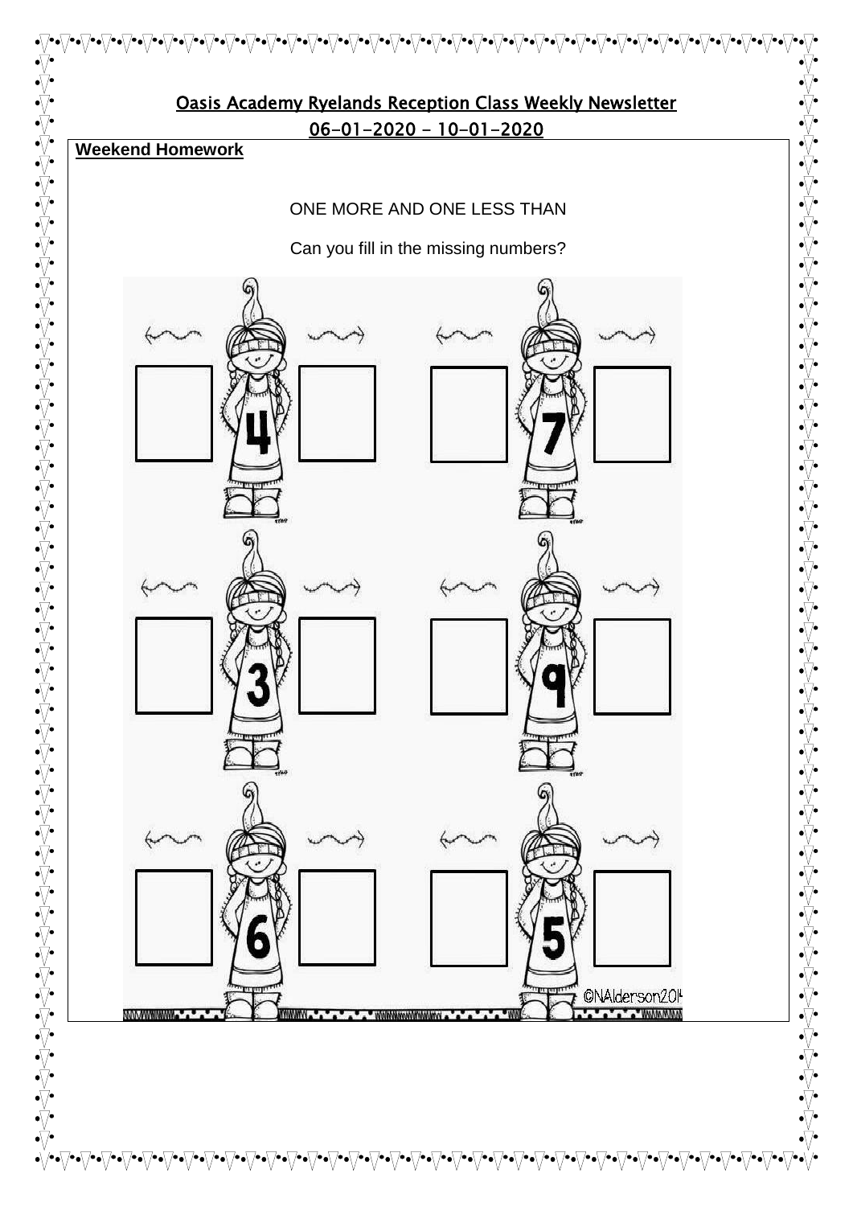## Oasis Academy Ryelands Reception Class Weekly Newsletter

## 06-01-2020 – 10-01-2020

**Weekend Homework**

ONE MORE AND ONE LESS THAN

Can you fill in the missing numbers?

4

7

3

9

6

5

©NAlderson2014